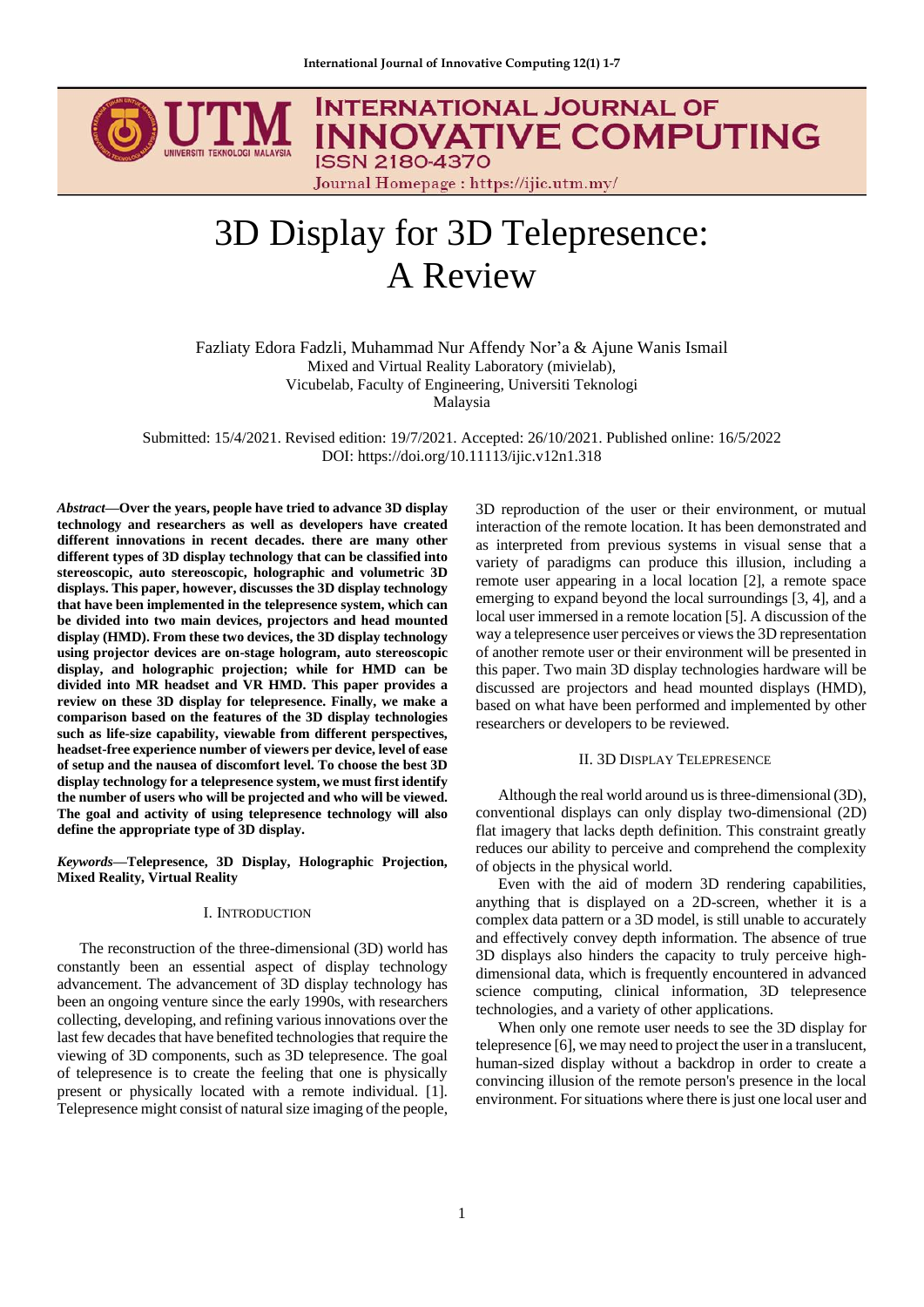# 3D Display for 3D Telepresence: A Review

Fazliaty Edora Fadzli, Muhammad Nur Affendy Nor'a & Ajune Wanis Ismail
Mixed and Virtual Reality Laboratory (mivielab),
Vicubelab, Faculty of Engineering, Universiti Teknologi
Malaysia

Submitted: 15/4/2021. Revised edition: 19/7/2021. Accepted: 26/10/2021. Published online: 16/5/2022
DOI: https://doi.org/10.11113/ijic.v12n1.318

***Abstract*—Over the years, people have tried to advance 3D display technology and researchers as well as developers have created different innovations in recent decades. there are many other different types of 3D display technology that can be classified into stereoscopic, auto stereoscopic, holographic and volumetric 3D displays. This paper, however, discusses the 3D display technology that have been implemented in the telepresence system, which can be divided into two main devices, projectors and head mounted display (HMD). From these two devices, the 3D display technology using projector devices are on-stage hologram, auto stereoscopic display, and holographic projection; while for HMD can be divided into MR headset and VR HMD. This paper provides a review on these 3D display for telepresence. Finally, we make a comparison based on the features of the 3D display technologies such as life-size capability, viewable from different perspectives, headset-free experience number of viewers per device, level of ease of setup and the nausea of discomfort level. To choose the best 3D display technology for a telepresence system, we must first identify the number of users who will be projected and who will be viewed. The goal and activity of using telepresence technology will also define the appropriate type of 3D display.**

***Keywords*—Telepresence, 3D Display, Holographic Projection, Mixed Reality, Virtual Reality**

## I. Introduction

The reconstruction of the three-dimensional (3D) world has constantly been an essential aspect of display technology advancement. The advancement of 3D display technology has been an ongoing venture since the early 1990s, with researchers collecting, developing, and refining various innovations over the last few decades that have benefited technologies that require the viewing of 3D components, such as 3D telepresence. The goal of telepresence is to create the feeling that one is physically present or physically located with a remote individual. [1]. Telepresence might consist of natural size imaging of the people, 3D reproduction of the user or their environment, or mutual interaction of the remote location. It has been demonstrated and as interpreted from previous systems in visual sense that a variety of paradigms can produce this illusion, including a remote user appearing in a local location [2], a remote space emerging to expand beyond the local surroundings [3, 4], and a local user immersed in a remote location [5]. A discussion of the way a telepresence user perceives or views the 3D representation of another remote user or their environment will be presented in this paper. Two main 3D display technologies hardware will be discussed are projectors and head mounted displays (HMD), based on what have been performed and implemented by other researchers or developers to be reviewed.

## II. 3D Display Telepresence

Although the real world around us is three-dimensional (3D), conventional displays can only display two-dimensional (2D) flat imagery that lacks depth definition. This constraint greatly reduces our ability to perceive and comprehend the complexity of objects in the physical world.

Even with the aid of modern 3D rendering capabilities, anything that is displayed on a 2D-screen, whether it is a complex data pattern or a 3D model, is still unable to accurately and effectively convey depth information. The absence of true 3D displays also hinders the capacity to truly perceive high-dimensional data, which is frequently encountered in advanced science computing, clinical information, 3D telepresence technologies, and a variety of other applications.

When only one remote user needs to see the 3D display for telepresence [6], we may need to project the user in a translucent, human-sized display without a backdrop in order to create a convincing illusion of the remote person's presence in the local environment. For situations where there is just one local user and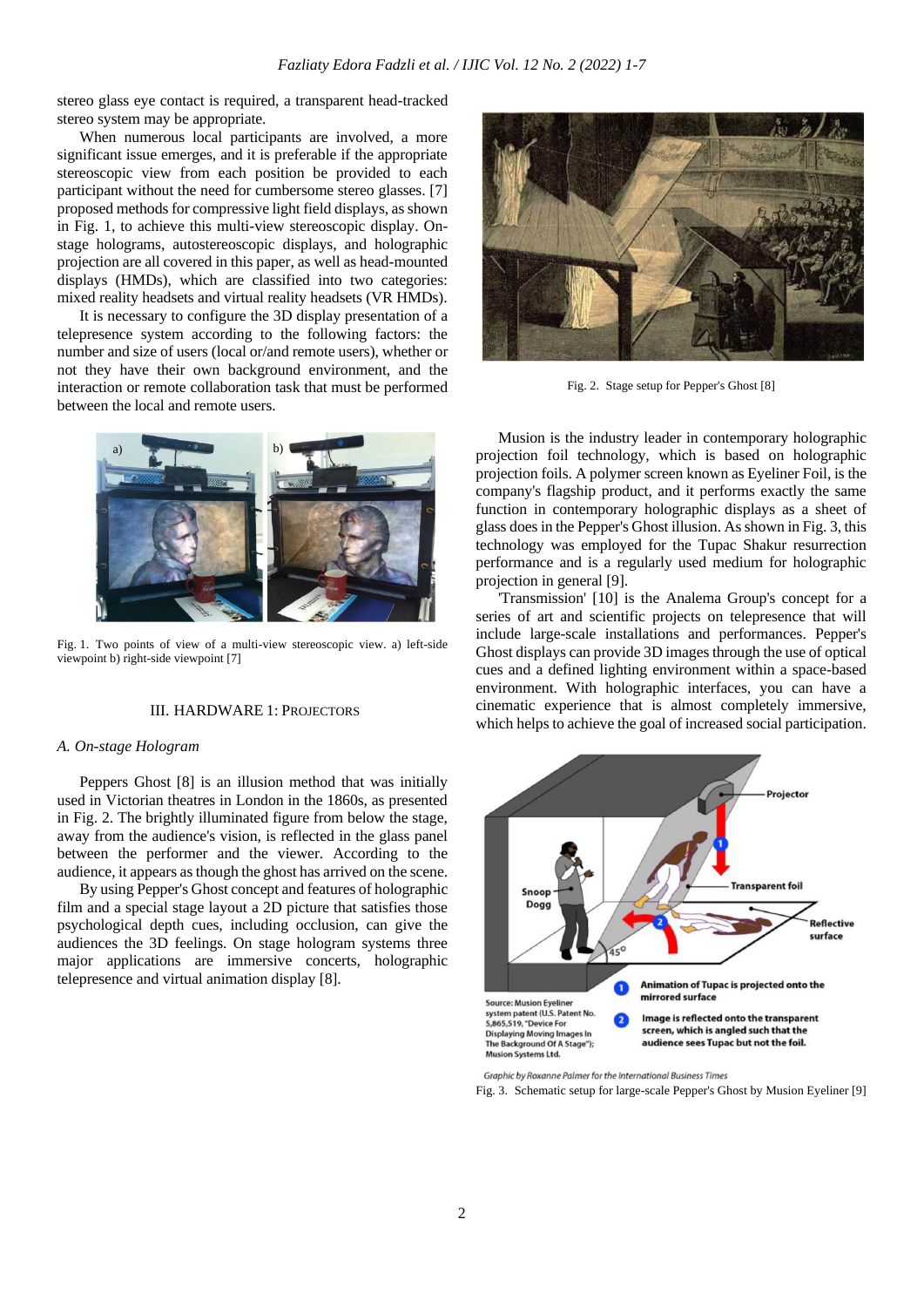stereo glass eye contact is required, a transparent head-tracked stereo system may be appropriate.

When numerous local participants are involved, a more significant issue emerges, and it is preferable if the appropriate stereoscopic view from each position be provided to each participant without the need for cumbersome stereo glasses. [7] proposed methods for compressive light field displays, as shown in Fig. 1, to achieve this multi-view stereoscopic display. On-stage holograms, autostereoscopic displays, and holographic projection are all covered in this paper, as well as head-mounted displays (HMDs), which are classified into two categories: mixed reality headsets and virtual reality headsets (VR HMDs).

It is necessary to configure the 3D display presentation of a telepresence system according to the following factors: the number and size of users (local or/and remote users), whether or not they have their own background environment, and the interaction or remote collaboration task that must be performed between the local and remote users.

Fig. 1. Two points of view of a multi-view stereoscopic view. a) left-side viewpoint b) right-side viewpoint [7]

## III. Hardware 1: Projectors

### A. On-stage Hologram

Peppers Ghost [8] is an illusion method that was initially used in Victorian theatres in London in the 1860s, as presented in Fig. 2. The brightly illuminated figure from below the stage, away from the audience's vision, is reflected in the glass panel between the performer and the viewer. According to the audience, it appears as though the ghost has arrived on the scene.

By using Pepper's Ghost concept and features of holographic film and a special stage layout a 2D picture that satisfies those psychological depth cues, including occlusion, can give the audiences the 3D feelings. On stage hologram systems three major applications are immersive concerts, holographic telepresence and virtual animation display [8].

Fig. 2. Stage setup for Pepper's Ghost [8]

Musion is the industry leader in contemporary holographic projection foil technology, which is based on holographic projection foils. A polymer screen known as Eyeliner Foil, is the company's flagship product, and it performs exactly the same function in contemporary holographic displays as a sheet of glass does in the Pepper's Ghost illusion. As shown in Fig. 3, this technology was employed for the Tupac Shakur resurrection performance and is a regularly used medium for holographic projection in general [9].

'Transmission' [10] is the Analema Group's concept for a series of art and scientific projects on telepresence that will include large-scale installations and performances. Pepper's Ghost displays can provide 3D images through the use of optical cues and a defined lighting environment within a space-based environment. With holographic interfaces, you can have a cinematic experience that is almost completely immersive, which helps to achieve the goal of increased social participation.

Graphic by Roxanne Palmer for the International Business Times

Fig. 3. Schematic setup for large-scale Pepper's Ghost by Musion Eyeliner [9]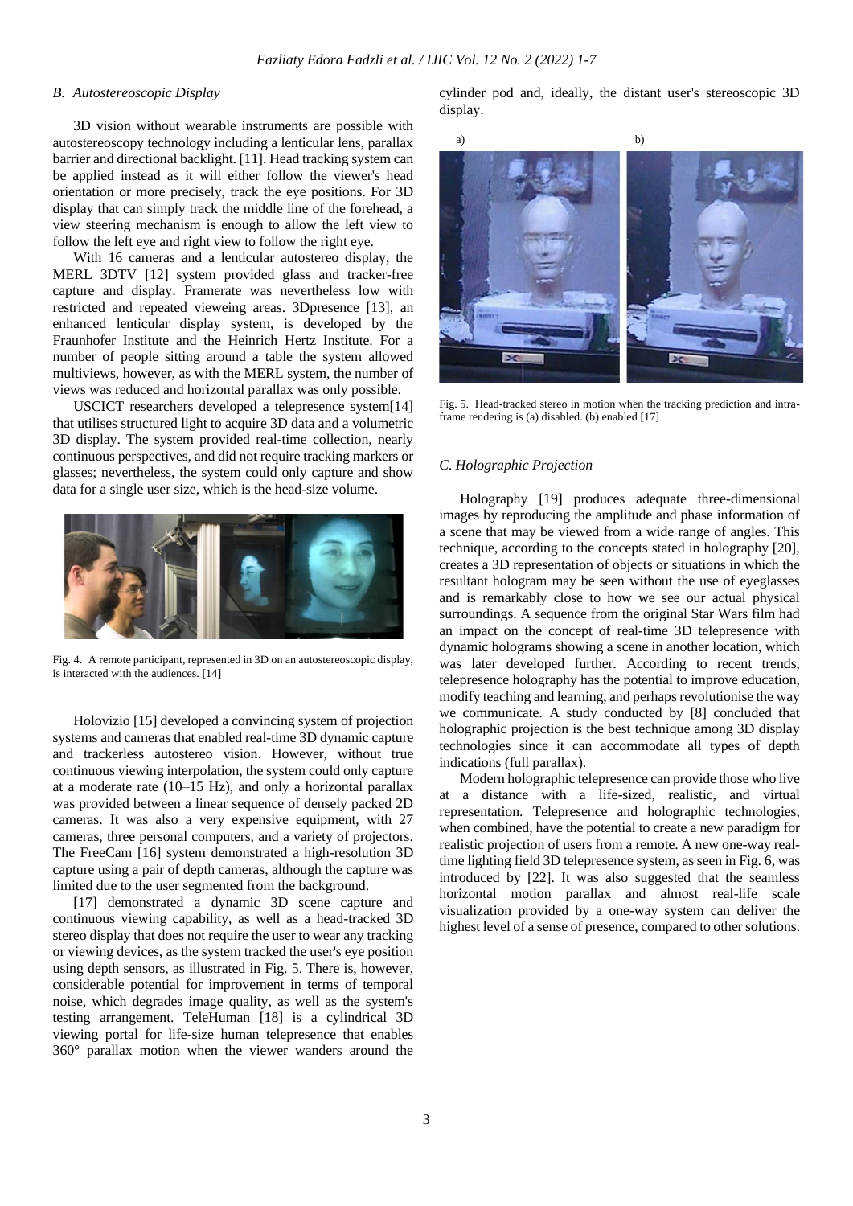### B. Autostereoscopic Display

3D vision without wearable instruments are possible with autostereoscopy technology including a lenticular lens, parallax barrier and directional backlight. [11]. Head tracking system can be applied instead as it will either follow the viewer's head orientation or more precisely, track the eye positions. For 3D display that can simply track the middle line of the forehead, a view steering mechanism is enough to allow the left view to follow the left eye and right view to follow the right eye.

With 16 cameras and a lenticular autostereo display, the MERL 3DTV [12] system provided glass and tracker-free capture and display. Framerate was nevertheless low with restricted and repeated vieweing areas. 3Dpresence [13], an enhanced lenticular display system, is developed by the Fraunhofer Institute and the Heinrich Hertz Institute. For a number of people sitting around a table the system allowed multiviews, however, as with the MERL system, the number of views was reduced and horizontal parallax was only possible.

USCICT researchers developed a telepresence system[14] that utilises structured light to acquire 3D data and a volumetric 3D display. The system provided real-time collection, nearly continuous perspectives, and did not require tracking markers or glasses; nevertheless, the system could only capture and show data for a single user size, which is the head-size volume.

Fig. 4. A remote participant, represented in 3D on an autostereoscopic display, is interacted with the audiences. [14]

Holovizio [15] developed a convincing system of projection systems and cameras that enabled real-time 3D dynamic capture and trackerless autostereo vision. However, without true continuous viewing interpolation, the system could only capture at a moderate rate (10–15 Hz), and only a horizontal parallax was provided between a linear sequence of densely packed 2D cameras. It was also a very expensive equipment, with 27 cameras, three personal computers, and a variety of projectors. The FreeCam [16] system demonstrated a high-resolution 3D capture using a pair of depth cameras, although the capture was limited due to the user segmented from the background.

[17] demonstrated a dynamic 3D scene capture and continuous viewing capability, as well as a head-tracked 3D stereo display that does not require the user to wear any tracking or viewing devices, as the system tracked the user's eye position using depth sensors, as illustrated in Fig. 5. There is, however, considerable potential for improvement in terms of temporal noise, which degrades image quality, as well as the system's testing arrangement. TeleHuman [18] is a cylindrical 3D viewing portal for life-size human telepresence that enables 360° parallax motion when the viewer wanders around the cylinder pod and, ideally, the distant user's stereoscopic 3D display.

Fig. 5. Head-tracked stereo in motion when the tracking prediction and intra-frame rendering is (a) disabled. (b) enabled [17]

### C. Holographic Projection

Holography [19] produces adequate three-dimensional images by reproducing the amplitude and phase information of a scene that may be viewed from a wide range of angles. This technique, according to the concepts stated in holography [20], creates a 3D representation of objects or situations in which the resultant hologram may be seen without the use of eyeglasses and is remarkably close to how we see our actual physical surroundings. A sequence from the original Star Wars film had an impact on the concept of real-time 3D telepresence with dynamic holograms showing a scene in another location, which was later developed further. According to recent trends, telepresence holography has the potential to improve education, modify teaching and learning, and perhaps revolutionise the way we communicate. A study conducted by [8] concluded that holographic projection is the best technique among 3D display technologies since it can accommodate all types of depth indications (full parallax).

Modern holographic telepresence can provide those who live at a distance with a life-sized, realistic, and virtual representation. Telepresence and holographic technologies, when combined, have the potential to create a new paradigm for realistic projection of users from a remote. A new one-way real-time lighting field 3D telepresence system, as seen in Fig. 6, was introduced by [22]. It was also suggested that the seamless horizontal motion parallax and almost real-life scale visualization provided by a one-way system can deliver the highest level of a sense of presence, compared to other solutions.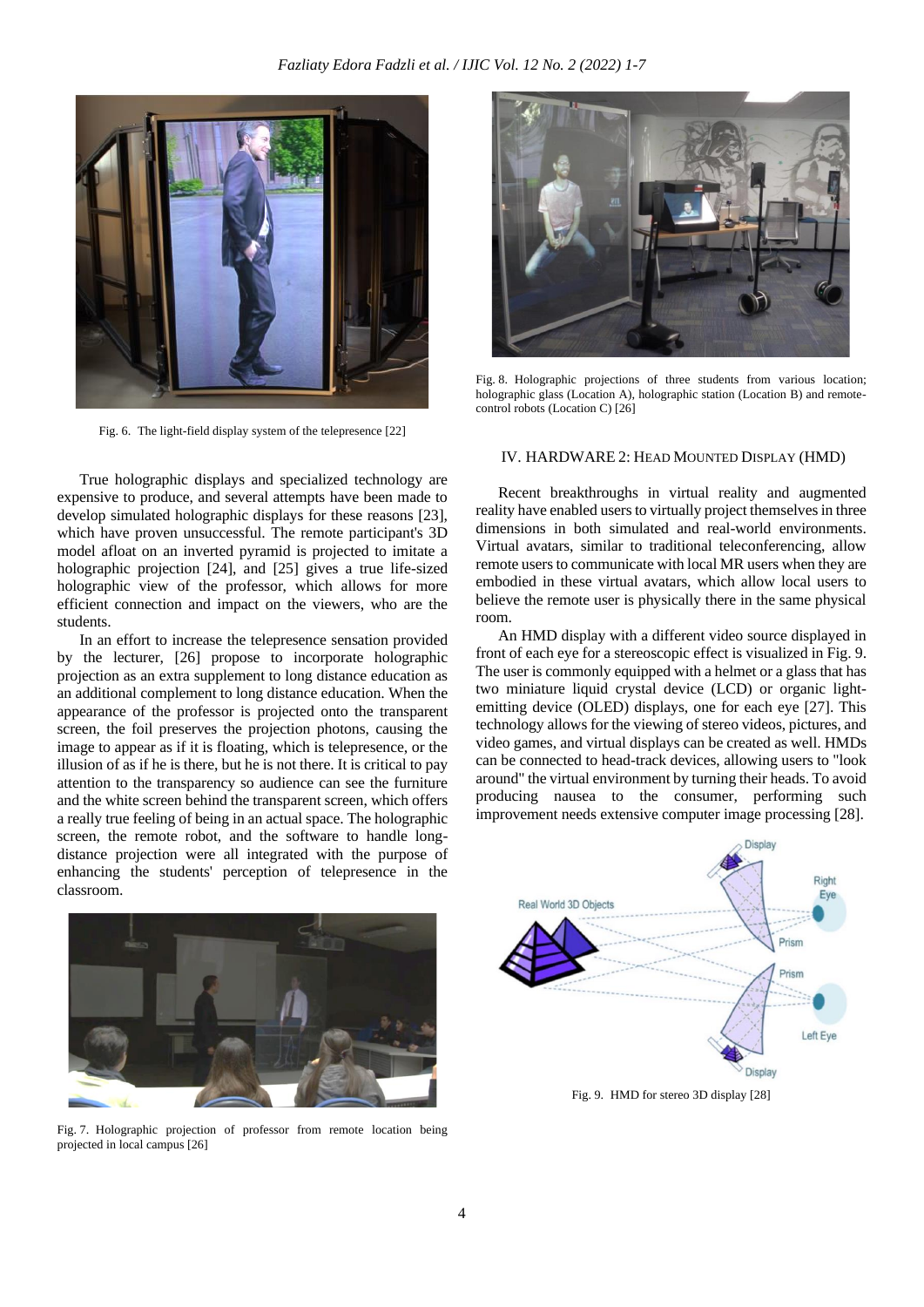Fig. 6. The light-field display system of the telepresence [22]

True holographic displays and specialized technology are expensive to produce, and several attempts have been made to develop simulated holographic displays for these reasons [23], which have proven unsuccessful. The remote participant's 3D model afloat on an inverted pyramid is projected to imitate a holographic projection [24], and [25] gives a true life-sized holographic view of the professor, which allows for more efficient connection and impact on the viewers, who are the students.

In an effort to increase the telepresence sensation provided by the lecturer, [26] propose to incorporate holographic projection as an extra supplement to long distance education as an additional complement to long distance education. When the appearance of the professor is projected onto the transparent screen, the foil preserves the projection photons, causing the image to appear as if it is floating, which is telepresence, or the illusion of as if he is there, but he is not there. It is critical to pay attention to the transparency so audience can see the furniture and the white screen behind the transparent screen, which offers a really true feeling of being in an actual space. The holographic screen, the remote robot, and the software to handle long-distance projection were all integrated with the purpose of enhancing the students' perception of telepresence in the classroom.

Fig. 7. Holographic projection of professor from remote location being projected in local campus [26]

Fig. 8. Holographic projections of three students from various location; holographic glass (Location A), holographic station (Location B) and remote-control robots (Location C) [26]

## IV. HARDWARE 2: HEAD MOUNTED DISPLAY (HMD)

Recent breakthroughs in virtual reality and augmented reality have enabled users to virtually project themselves in three dimensions in both simulated and real-world environments. Virtual avatars, similar to traditional teleconferencing, allow remote users to communicate with local MR users when they are embodied in these virtual avatars, which allow local users to believe the remote user is physically there in the same physical room.

An HMD display with a different video source displayed in front of each eye for a stereoscopic effect is visualized in Fig. 9. The user is commonly equipped with a helmet or a glass that has two miniature liquid crystal device (LCD) or organic light-emitting device (OLED) displays, one for each eye [27]. This technology allows for the viewing of stereo videos, pictures, and video games, and virtual displays can be created as well. HMDs can be connected to head-track devices, allowing users to "look around" the virtual environment by turning their heads. To avoid producing nausea to the consumer, performing such improvement needs extensive computer image processing [28].

Fig. 9. HMD for stereo 3D display [28]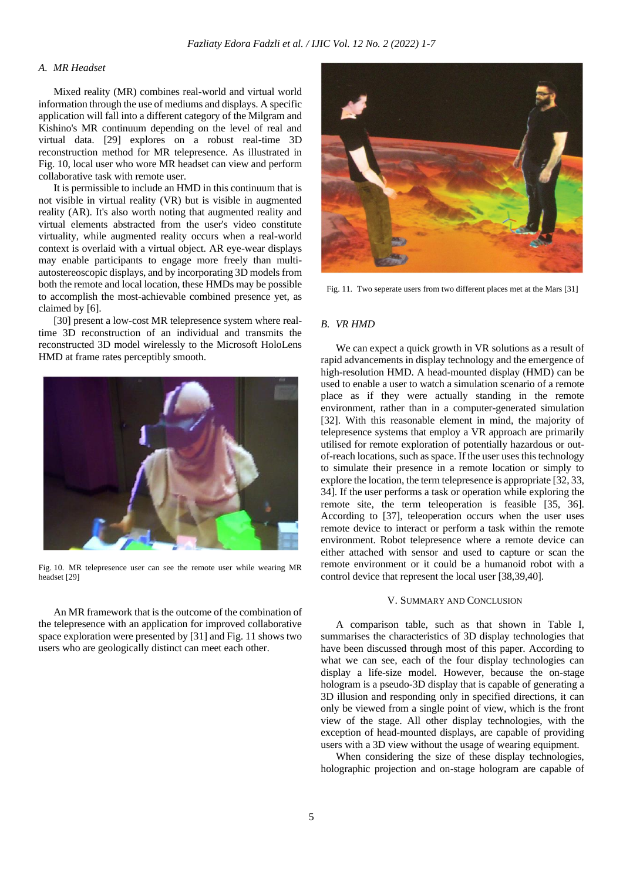### A. MR Headset

Mixed reality (MR) combines real-world and virtual world information through the use of mediums and displays. A specific application will fall into a different category of the Milgram and Kishino's MR continuum depending on the level of real and virtual data. [29] explores on a robust real-time 3D reconstruction method for MR telepresence. As illustrated in Fig. 10, local user who wore MR headset can view and perform collaborative task with remote user.

It is permissible to include an HMD in this continuum that is not visible in virtual reality (VR) but is visible in augmented reality (AR). It's also worth noting that augmented reality and virtual elements abstracted from the user's video constitute virtuality, while augmented reality occurs when a real-world context is overlaid with a virtual object. AR eye-wear displays may enable participants to engage more freely than multi-autostereoscopic displays, and by incorporating 3D models from both the remote and local location, these HMDs may be possible to accomplish the most-achievable combined presence yet, as claimed by [6].

[30] present a low-cost MR telepresence system where real-time 3D reconstruction of an individual and transmits the reconstructed 3D model wirelessly to the Microsoft HoloLens HMD at frame rates perceptibly smooth.

Fig. 10. MR telepresence user can see the remote user while wearing MR headset [29]

An MR framework that is the outcome of the combination of the telepresence with an application for improved collaborative space exploration were presented by [31] and Fig. 11 shows two users who are geologically distinct can meet each other.

Fig. 11. Two seperate users from two different places met at the Mars [31]

### B. VR HMD

We can expect a quick growth in VR solutions as a result of rapid advancements in display technology and the emergence of high-resolution HMD. A head-mounted display (HMD) can be used to enable a user to watch a simulation scenario of a remote place as if they were actually standing in the remote environment, rather than in a computer-generated simulation [32]. With this reasonable element in mind, the majority of telepresence systems that employ a VR approach are primarily utilised for remote exploration of potentially hazardous or out-of-reach locations, such as space. If the user uses this technology to simulate their presence in a remote location or simply to explore the location, the term telepresence is appropriate [32, 33, 34]. If the user performs a task or operation while exploring the remote site, the term teleoperation is feasible [35, 36]. According to [37], teleoperation occurs when the user uses remote device to interact or perform a task within the remote environment. Robot telepresence where a remote device can either attached with sensor and used to capture or scan the remote environment or it could be a humanoid robot with a control device that represent the local user [38,39,40].

## V. Summary and Conclusion

A comparison table, such as that shown in Table I, summarises the characteristics of 3D display technologies that have been discussed through most of this paper. According to what we can see, each of the four display technologies can display a life-size model. However, because the on-stage hologram is a pseudo-3D display that is capable of generating a 3D illusion and responding only in specified directions, it can only be viewed from a single point of view, which is the front view of the stage. All other display technologies, with the exception of head-mounted displays, are capable of providing users with a 3D view without the usage of wearing equipment.

When considering the size of these display technologies, holographic projection and on-stage hologram are capable of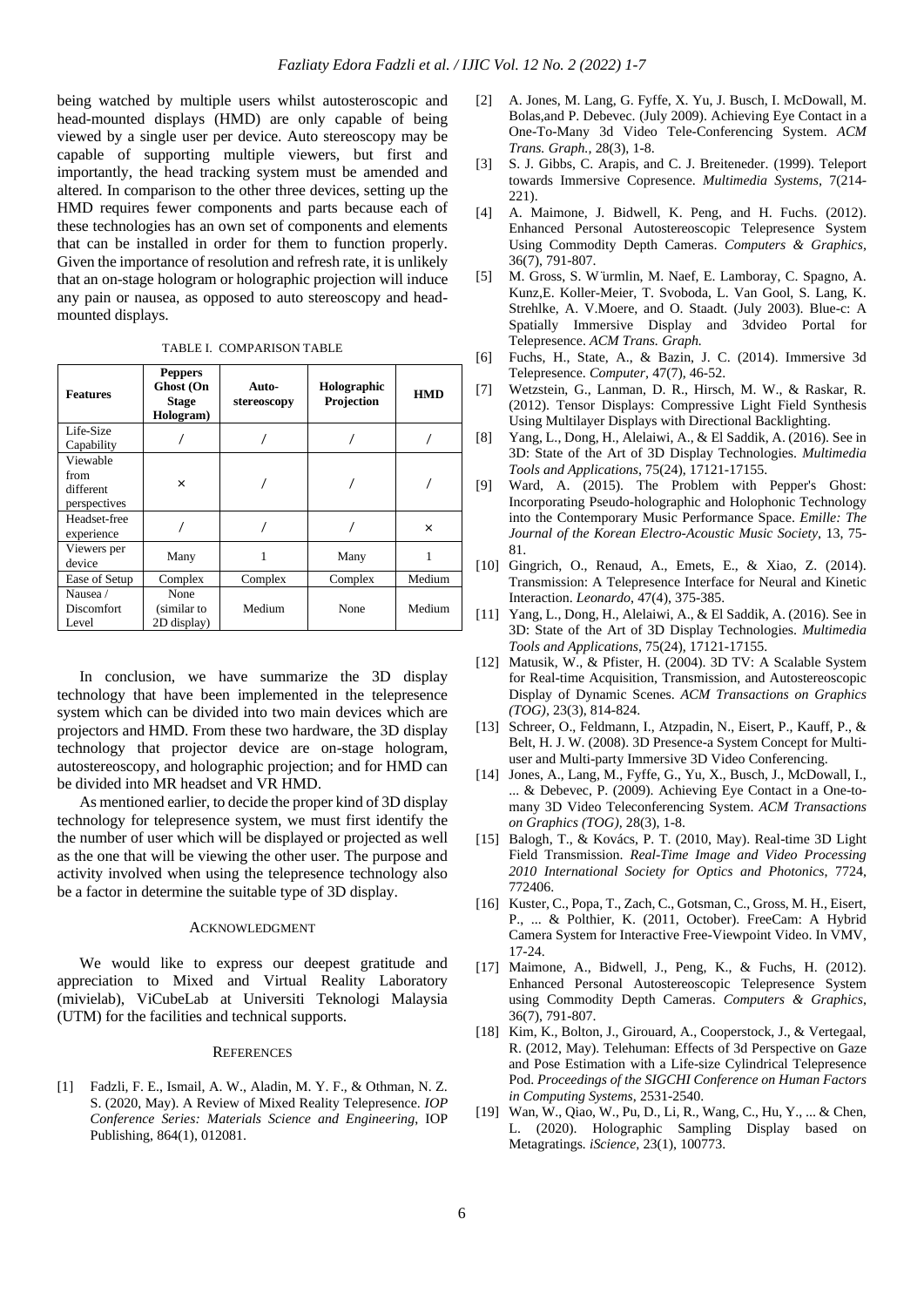being watched by multiple users whilst autosteroscopic and head-mounted displays (HMD) are only capable of being viewed by a single user per device. Auto stereoscopy may be capable of supporting multiple viewers, but first and importantly, the head tracking system must be amended and altered. In comparison to the other three devices, setting up the HMD requires fewer components and parts because each of these technologies has an own set of components and elements that can be installed in order for them to function properly. Given the importance of resolution and refresh rate, it is unlikely that an on-stage hologram or holographic projection will induce any pain or nausea, as opposed to auto stereoscopy and head-mounted displays.

TABLE I. COMPARISON TABLE

| **Features** | **Peppers Ghost (On Stage Hologram)** | **Auto-stereoscopy** | **Holographic Projection** | **HMD** |
|---|---|---|---|---|
| Life-Size Capability | / | / | / | / |
| Viewable from different perspectives | × | / | / | / |
| Headset-free experience | / | / | / | × |
| Viewers per device | Many | 1 | Many | 1 |
| Ease of Setup | Complex | Complex | Complex | Medium |
| Nausea / Discomfort Level | None (similar to 2D display) | Medium | None | Medium |

In conclusion, we have summarize the 3D display technology that have been implemented in the telepresence system which can be divided into two main devices which are projectors and HMD. From these two hardware, the 3D display technology that projector device are on-stage hologram, autostereoscopy, and holographic projection; and for HMD can be divided into MR headset and VR HMD.

As mentioned earlier, to decide the proper kind of 3D display technology for telepresence system, we must first identify the the number of user which will be displayed or projected as well as the one that will be viewing the other user. The purpose and activity involved when using the telepresence technology also be a factor in determine the suitable type of 3D display.

## ACKNOWLEDGMENT

We would like to express our deepest gratitude and appreciation to Mixed and Virtual Reality Laboratory (mivielab), ViCubeLab at Universiti Teknologi Malaysia (UTM) for the facilities and technical supports.

## REFERENCES

[1] Fadzli, F. E., Ismail, A. W., Aladin, M. Y. F., & Othman, N. Z. S. (2020, May). A Review of Mixed Reality Telepresence. *IOP Conference Series: Materials Science and Engineering*, IOP Publishing, 864(1), 012081.

[2] A. Jones, M. Lang, G. Fyffe, X. Yu, J. Busch, I. McDowall, M. Bolas,and P. Debevec. (July 2009). Achieving Eye Contact in a One-To-Many 3d Video Tele-Conferencing System. *ACM Trans. Graph.*, 28(3), 1-8.

[3] S. J. Gibbs, C. Arapis, and C. J. Breiteneder. (1999). Teleport towards Immersive Copresence. *Multimedia Systems*, 7(214-221).

[4] A. Maimone, J. Bidwell, K. Peng, and H. Fuchs. (2012). Enhanced Personal Autostereoscopic Telepresence System Using Commodity Depth Cameras. *Computers & Graphics*, 36(7), 791-807.

[5] M. Gross, S. W¨urmlin, M. Naef, E. Lamboray, C. Spagno, A. Kunz,E. Koller-Meier, T. Svoboda, L. Van Gool, S. Lang, K. Strehlke, A. V.Moere, and O. Staadt. (July 2003). Blue-c: A Spatially Immersive Display and 3dvideo Portal for Telepresence. *ACM Trans. Graph.*

[6] Fuchs, H., State, A., & Bazin, J. C. (2014). Immersive 3d Telepresence. *Computer*, 47(7), 46-52.

[7] Wetzstein, G., Lanman, D. R., Hirsch, M. W., & Raskar, R. (2012). Tensor Displays: Compressive Light Field Synthesis Using Multilayer Displays with Directional Backlighting.

[8] Yang, L., Dong, H., Alelaiwi, A., & El Saddik, A. (2016). See in 3D: State of the Art of 3D Display Technologies. *Multimedia Tools and Applications*, 75(24), 17121-17155.

[9] Ward, A. (2015). The Problem with Pepper's Ghost: Incorporating Pseudo-holographic and Holophonic Technology into the Contemporary Music Performance Space. *Emille: The Journal of the Korean Electro-Acoustic Music Society*, 13, 75-81.

[10] Gingrich, O., Renaud, A., Emets, E., & Xiao, Z. (2014). Transmission: A Telepresence Interface for Neural and Kinetic Interaction. *Leonardo*, 47(4), 375-385.

[11] Yang, L., Dong, H., Alelaiwi, A., & El Saddik, A. (2016). See in 3D: State of the Art of 3D Display Technologies. *Multimedia Tools and Applications*, 75(24), 17121-17155.

[12] Matusik, W., & Pfister, H. (2004). 3D TV: A Scalable System for Real-time Acquisition, Transmission, and Autostereoscopic Display of Dynamic Scenes. *ACM Transactions on Graphics (TOG)*, 23(3), 814-824.

[13] Schreer, O., Feldmann, I., Atzpadin, N., Eisert, P., Kauff, P., & Belt, H. J. W. (2008). 3D Presence-a System Concept for Multi-user and Multi-party Immersive 3D Video Conferencing.

[14] Jones, A., Lang, M., Fyffe, G., Yu, X., Busch, J., McDowall, I., ... & Debevec, P. (2009). Achieving Eye Contact in a One-to-many 3D Video Teleconferencing System. *ACM Transactions on Graphics (TOG)*, 28(3), 1-8.

[15] Balogh, T., & Kovács, P. T. (2010, May). Real-time 3D Light Field Transmission. *Real-Time Image and Video Processing 2010 International Society for Optics and Photonics*, 7724, 772406.

[16] Kuster, C., Popa, T., Zach, C., Gotsman, C., Gross, M. H., Eisert, P., ... & Polthier, K. (2011, October). FreeCam: A Hybrid Camera System for Interactive Free-Viewpoint Video. In VMV, 17-24.

[17] Maimone, A., Bidwell, J., Peng, K., & Fuchs, H. (2012). Enhanced Personal Autostereoscopic Telepresence System using Commodity Depth Cameras. *Computers & Graphics*, 36(7), 791-807.

[18] Kim, K., Bolton, J., Girouard, A., Cooperstock, J., & Vertegaal, R. (2012, May). Telehuman: Effects of 3d Perspective on Gaze and Pose Estimation with a Life-size Cylindrical Telepresence Pod. *Proceedings of the SIGCHI Conference on Human Factors in Computing Systems*, 2531-2540.

[19] Wan, W., Qiao, W., Pu, D., Li, R., Wang, C., Hu, Y., ... & Chen, L. (2020). Holographic Sampling Display based on Metagratings. *iScience*, 23(1), 100773.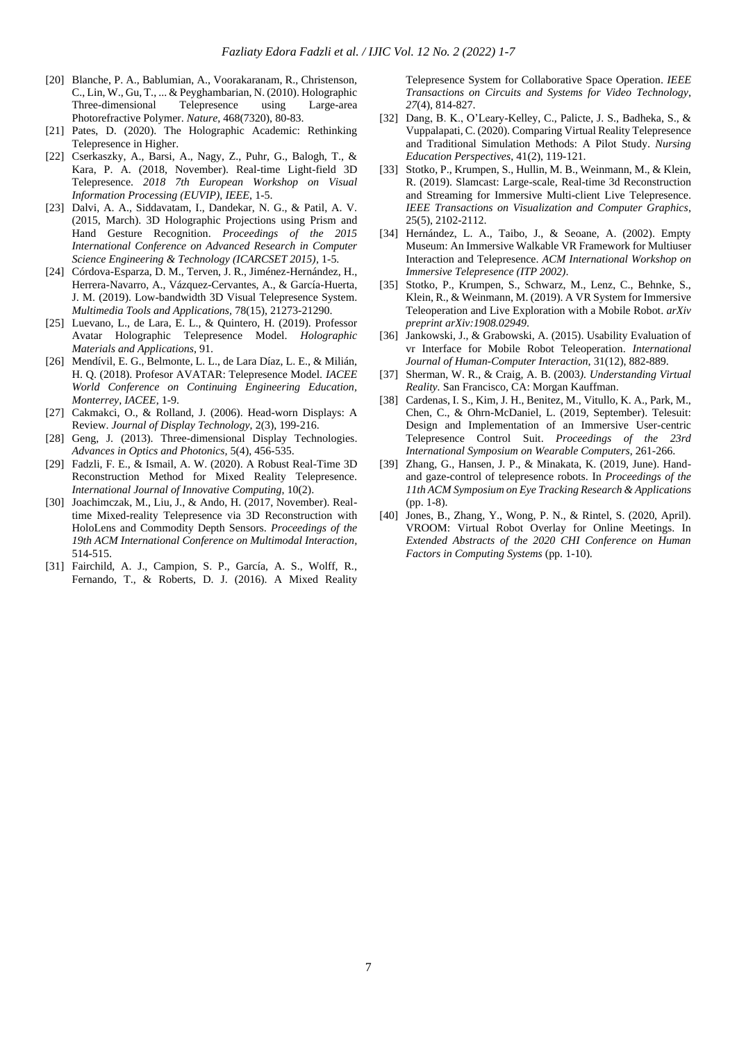[20] Blanche, P. A., Bablumian, A., Voorakaranam, R., Christenson, C., Lin, W., Gu, T., ... & Peyghambarian, N. (2010). Holographic Three-dimensional Telepresence using Large-area Photorefractive Polymer. *Nature*, 468(7320), 80-83.

[21] Pates, D. (2020). The Holographic Academic: Rethinking Telepresence in Higher.

[22] Cserkaszky, A., Barsi, A., Nagy, Z., Puhr, G., Balogh, T., & Kara, P. A. (2018, November). Real-time Light-field 3D Telepresence. *2018 7th European Workshop on Visual Information Processing (EUVIP), IEEE*, 1-5.

[23] Dalvi, A. A., Siddavatam, I., Dandekar, N. G., & Patil, A. V. (2015, March). 3D Holographic Projections using Prism and Hand Gesture Recognition. *Proceedings of the 2015 International Conference on Advanced Research in Computer Science Engineering & Technology (ICARCSET 2015)*, 1-5.

[24] Córdova-Esparza, D. M., Terven, J. R., Jiménez-Hernández, H., Herrera-Navarro, A., Vázquez-Cervantes, A., & García-Huerta, J. M. (2019). Low-bandwidth 3D Visual Telepresence System. *Multimedia Tools and Applications*, 78(15), 21273-21290.

[25] Luevano, L., de Lara, E. L., & Quintero, H. (2019). Professor Avatar Holographic Telepresence Model. *Holographic Materials and Applications*, 91.

[26] Mendívil, E. G., Belmonte, L. L., de Lara Díaz, L. E., & Milián, H. Q. (2018). Profesor AVATAR: Telepresence Model. *IACEE World Conference on Continuing Engineering Education, Monterrey, IACEE*, 1-9.

[27] Cakmakci, O., & Rolland, J. (2006). Head-worn Displays: A Review. *Journal of Display Technology*, 2(3), 199-216.

[28] Geng, J. (2013). Three-dimensional Display Technologies. *Advances in Optics and Photonics*, 5(4), 456-535.

[29] Fadzli, F. E., & Ismail, A. W. (2020). A Robust Real-Time 3D Reconstruction Method for Mixed Reality Telepresence. *International Journal of Innovative Computing*, 10(2).

[30] Joachimczak, M., Liu, J., & Ando, H. (2017, November). Real-time Mixed-reality Telepresence via 3D Reconstruction with HoloLens and Commodity Depth Sensors. *Proceedings of the 19th ACM International Conference on Multimodal Interaction*, 514-515.

[31] Fairchild, A. J., Campion, S. P., García, A. S., Wolff, R., Fernando, T., & Roberts, D. J. (2016). A Mixed Reality Telepresence System for Collaborative Space Operation. *IEEE Transactions on Circuits and Systems for Video Technology*, *27*(4), 814-827.

[32] Dang, B. K., O'Leary-Kelley, C., Palicte, J. S., Badheka, S., & Vuppalapati, C. (2020). Comparing Virtual Reality Telepresence and Traditional Simulation Methods: A Pilot Study. *Nursing Education Perspectives*, 41(2), 119-121.

[33] Stotko, P., Krumpen, S., Hullin, M. B., Weinmann, M., & Klein, R. (2019). Slamcast: Large-scale, Real-time 3d Reconstruction and Streaming for Immersive Multi-client Live Telepresence. *IEEE Transactions on Visualization and Computer Graphics*, 25(5), 2102-2112.

[34] Hernández, L. A., Taibo, J., & Seoane, A. (2002). Empty Museum: An Immersive Walkable VR Framework for Multiuser Interaction and Telepresence. *ACM International Workshop on Immersive Telepresence (ITP 2002)*.

[35] Stotko, P., Krumpen, S., Schwarz, M., Lenz, C., Behnke, S., Klein, R., & Weinmann, M. (2019). A VR System for Immersive Teleoperation and Live Exploration with a Mobile Robot. *arXiv preprint arXiv:1908.02949*.

[36] Jankowski, J., & Grabowski, A. (2015). Usability Evaluation of vr Interface for Mobile Robot Teleoperation. *International Journal of Human-Computer Interaction*, 31(12), 882-889.

[37] Sherman, W. R., & Craig, A. B. (2003). *Understanding Virtual Reality.* San Francisco, CA: Morgan Kauffman.

[38] Cardenas, I. S., Kim, J. H., Benitez, M., Vitullo, K. A., Park, M., Chen, C., & Ohrn-McDaniel, L. (2019, September). Telesuit: Design and Implementation of an Immersive User-centric Telepresence Control Suit. *Proceedings of the 23rd International Symposium on Wearable Computers*, 261-266.

[39] Zhang, G., Hansen, J. P., & Minakata, K. (2019, June). Hand- and gaze-control of telepresence robots. In *Proceedings of the 11th ACM Symposium on Eye Tracking Research & Applications* (pp. 1-8).

[40] Jones, B., Zhang, Y., Wong, P. N., & Rintel, S. (2020, April). VROOM: Virtual Robot Overlay for Online Meetings. In *Extended Abstracts of the 2020 CHI Conference on Human Factors in Computing Systems* (pp. 1-10).